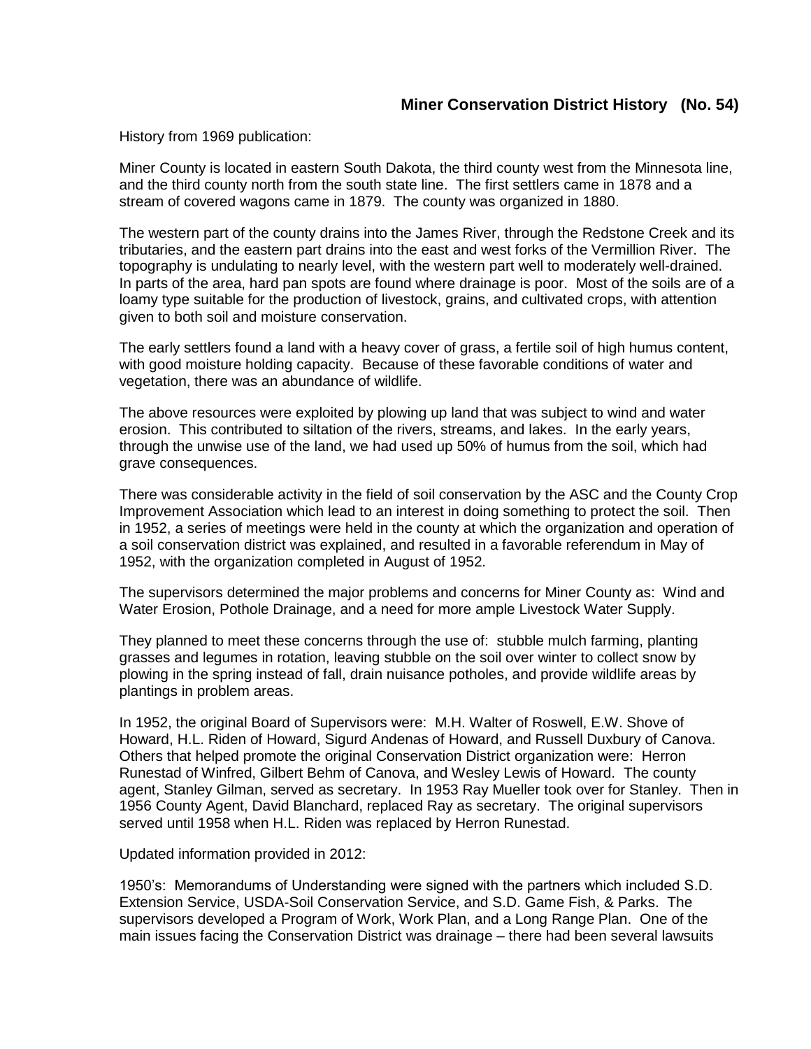## Miner Conservation District History (No. 54)

History from 1969 publication:

Miner County is located in eastern South Dakota, the third county west from the Minnesota line, and the third county north from the south state line. The first settlers came in 1878 and a stream of covered wagons came in 1879. The county was organized in 1880.

The western part of the county drains into the James River, through the Redstone Creek and its tributaries, and the eastern part drains into the east and west forks of the Vermillion River. The topography is undulating to nearly level, with the western part well to moderately well-drained. In parts of the area, hard pan spots are found where drainage is poor. Most of the soils are of a loamy type suitable for the production of livestock, grains, and cultivated crops, with attention given to both soil and moisture conservation.

The early settlers found a land with a heavy cover of grass, a fertile soil of high humus content, with good moisture holding capacity. Because of these favorable conditions of water and vegetation, there was an abundance of wildlife.

The above resources were exploited by plowing up land that was subject to wind and water erosion. This contributed to siltation of the rivers, streams, and lakes. In the early years, through the unwise use of the land, we had used up 50% of humus from the soil, which had grave consequences.

There was considerable activity in the field of soil conservation by the ASC and the County Crop Improvement Association which lead to an interest in doing something to protect the soil. Then in 1952, a series of meetings were held in the county at which the organization and operation of a soil conservation district was explained, and resulted in a favorable referendum in May of 1952, with the organization completed in August of 1952.

The supervisors determined the major problems and concerns for Miner County as: Wind and Water Erosion, Pothole Drainage, and a need for more ample Livestock Water Supply.

They planned to meet these concerns through the use of: stubble mulch farming, planting grasses and legumes in rotation, leaving stubble on the soil over winter to collect snow by plowing in the spring instead of fall, drain nuisance potholes, and provide wildlife areas by plantings in problem areas.

In 1952, the original Board of Supervisors were: M.H. Walter of Roswell, E.W. Shove of Howard, H.L. Riden of Howard, Sigurd Andenas of Howard, and Russell Duxbury of Canova. Others that helped promote the original Conservation District organization were: Herron Runestad of Winfred, Gilbert Behm of Canova, and Wesley Lewis of Howard. The county agent, Stanley Gilman, served as secretary. In 1953 Ray Mueller took over for Stanley. Then in 1956 County Agent, David Blanchard, replaced Ray as secretary. The original supervisors served until 1958 when H.L. Riden was replaced by Herron Runestad.

Updated information provided in 2012:

1950's: Memorandums of Understanding were signed with the partners which included S.D. Extension Service, USDA-Soil Conservation Service, and S.D. Game Fish, & Parks. The supervisors developed a Program of Work, Work Plan, and a Long Range Plan. One of the main issues facing the Conservation District was drainage – there had been several lawsuits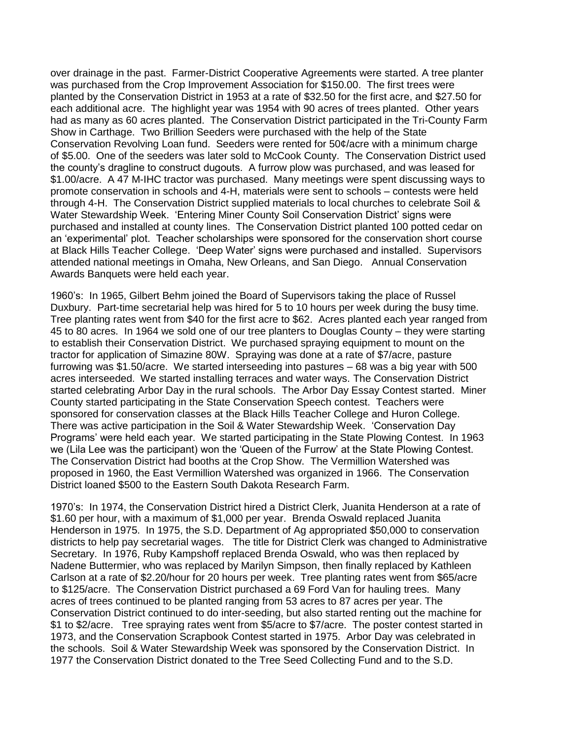over drainage in the past. Farmer-District Cooperative Agreements were started. A tree planter was purchased from the Crop Improvement Association for $150.00. The first trees were planted by the Conservation District in 1953 at a rate of $32.50 for the first acre, and $27.50 for each additional acre. The highlight year was 1954 with 90 acres of trees planted. Other years had as many as 60 acres planted. The Conservation District participated in the Tri-County Farm Show in Carthage. Two Brillion Seeders were purchased with the help of the State Conservation Revolving Loan fund. Seeders were rented for 50¢/acre with a minimum charge of $5.00. One of the seeders was later sold to McCook County. The Conservation District used the county's dragline to construct dugouts. A furrow plow was purchased, and was leased for $1.00/acre. A 47 M-IHC tractor was purchased. Many meetings were spent discussing ways to promote conservation in schools and 4-H, materials were sent to schools – contests were held through 4-H. The Conservation District supplied materials to local churches to celebrate Soil & Water Stewardship Week. 'Entering Miner County Soil Conservation District' signs were purchased and installed at county lines. The Conservation District planted 100 potted cedar on an 'experimental' plot. Teacher scholarships were sponsored for the conservation short course at Black Hills Teacher College. 'Deep Water' signs were purchased and installed. Supervisors attended national meetings in Omaha, New Orleans, and San Diego. Annual Conservation Awards Banquets were held each year.

1960's: In 1965, Gilbert Behm joined the Board of Supervisors taking the place of Russel Duxbury. Part-time secretarial help was hired for 5 to 10 hours per week during the busy time. Tree planting rates went from $40 for the first acre to $62. Acres planted each year ranged from 45 to 80 acres. In 1964 we sold one of our tree planters to Douglas County – they were starting to establish their Conservation District. We purchased spraying equipment to mount on the tractor for application of Simazine 80W. Spraying was done at a rate of $7/acre, pasture furrowing was $1.50/acre. We started interseeding into pastures – 68 was a big year with 500 acres interseeded. We started installing terraces and water ways. The Conservation District started celebrating Arbor Day in the rural schools. The Arbor Day Essay Contest started. Miner County started participating in the State Conservation Speech contest. Teachers were sponsored for conservation classes at the Black Hills Teacher College and Huron College. There was active participation in the Soil & Water Stewardship Week. 'Conservation Day Programs' were held each year. We started participating in the State Plowing Contest. In 1963 we (Lila Lee was the participant) won the 'Queen of the Furrow' at the State Plowing Contest. The Conservation District had booths at the Crop Show. The Vermillion Watershed was proposed in 1960, the East Vermillion Watershed was organized in 1966. The Conservation District loaned $500 to the Eastern South Dakota Research Farm.

1970's: In 1974, the Conservation District hired a District Clerk, Juanita Henderson at a rate of $1.60 per hour, with a maximum of $1,000 per year. Brenda Oswald replaced Juanita Henderson in 1975. In 1975, the S.D. Department of Ag appropriated $50,000 to conservation districts to help pay secretarial wages. The title for District Clerk was changed to Administrative Secretary. In 1976, Ruby Kampshoff replaced Brenda Oswald, who was then replaced by Nadene Buttermier, who was replaced by Marilyn Simpson, then finally replaced by Kathleen Carlson at a rate of $2.20/hour for 20 hours per week. Tree planting rates went from $65/acre to $125/acre. The Conservation District purchased a 69 Ford Van for hauling trees. Many acres of trees continued to be planted ranging from 53 acres to 87 acres per year. The Conservation District continued to do inter-seeding, but also started renting out the machine for $1 to $2/acre. Tree spraying rates went from $5/acre to $7/acre. The poster contest started in 1973, and the Conservation Scrapbook Contest started in 1975. Arbor Day was celebrated in the schools. Soil & Water Stewardship Week was sponsored by the Conservation District. In 1977 the Conservation District donated to the Tree Seed Collecting Fund and to the S.D.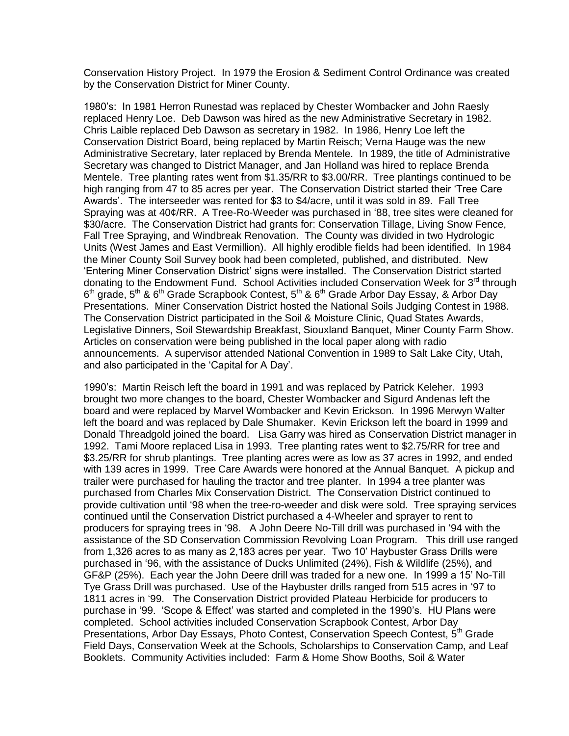Conservation History Project. In 1979 the Erosion & Sediment Control Ordinance was created by the Conservation District for Miner County.

1980's: In 1981 Herron Runestad was replaced by Chester Wombacker and John Raesly replaced Henry Loe. Deb Dawson was hired as the new Administrative Secretary in 1982. Chris Laible replaced Deb Dawson as secretary in 1982. In 1986, Henry Loe left the Conservation District Board, being replaced by Martin Reisch; Verna Hauge was the new Administrative Secretary, later replaced by Brenda Mentele. In 1989, the title of Administrative Secretary was changed to District Manager, and Jan Holland was hired to replace Brenda Mentele. Tree planting rates went from $1.35/RR to $3.00/RR. Tree plantings continued to be high ranging from 47 to 85 acres per year. The Conservation District started their 'Tree Care Awards'. The interseeder was rented for $3 to $4/acre, until it was sold in 89. Fall Tree Spraying was at 40¢/RR. A Tree-Ro-Weeder was purchased in '88, tree sites were cleaned for $30/acre. The Conservation District had grants for: Conservation Tillage, Living Snow Fence, Fall Tree Spraying, and Windbreak Renovation. The County was divided in two Hydrologic Units (West James and East Vermillion). All highly erodible fields had been identified. In 1984 the Miner County Soil Survey book had been completed, published, and distributed. New 'Entering Miner Conservation District' signs were installed. The Conservation District started donating to the Endowment Fund. School Activities included Conservation Week for 3rd through 6th grade, 5th & 6th Grade Scrapbook Contest, 5th & 6th Grade Arbor Day Essay, & Arbor Day Presentations. Miner Conservation District hosted the National Soils Judging Contest in 1988. The Conservation District participated in the Soil & Moisture Clinic, Quad States Awards, Legislative Dinners, Soil Stewardship Breakfast, Siouxland Banquet, Miner County Farm Show. Articles on conservation were being published in the local paper along with radio announcements. A supervisor attended National Convention in 1989 to Salt Lake City, Utah, and also participated in the 'Capital for A Day'.

1990's: Martin Reisch left the board in 1991 and was replaced by Patrick Keleher. 1993 brought two more changes to the board, Chester Wombacker and Sigurd Andenas left the board and were replaced by Marvel Wombacker and Kevin Erickson. In 1996 Merwyn Walter left the board and was replaced by Dale Shumaker. Kevin Erickson left the board in 1999 and Donald Threadgold joined the board. Lisa Garry was hired as Conservation District manager in 1992. Tami Moore replaced Lisa in 1993. Tree planting rates went to $2.75/RR for tree and $3.25/RR for shrub plantings. Tree planting acres were as low as 37 acres in 1992, and ended with 139 acres in 1999. Tree Care Awards were honored at the Annual Banquet. A pickup and trailer were purchased for hauling the tractor and tree planter. In 1994 a tree planter was purchased from Charles Mix Conservation District. The Conservation District continued to provide cultivation until '98 when the tree-ro-weeder and disk were sold. Tree spraying services continued until the Conservation District purchased a 4-Wheeler and sprayer to rent to producers for spraying trees in '98. A John Deere No-Till drill was purchased in '94 with the assistance of the SD Conservation Commission Revolving Loan Program. This drill use ranged from 1,326 acres to as many as 2,183 acres per year. Two 10' Haybuster Grass Drills were purchased in '96, with the assistance of Ducks Unlimited (24%), Fish & Wildlife (25%), and GF&P (25%). Each year the John Deere drill was traded for a new one. In 1999 a 15' No-Till Tye Grass Drill was purchased. Use of the Haybuster drills ranged from 515 acres in '97 to 1811 acres in '99. The Conservation District provided Plateau Herbicide for producers to purchase in '99. 'Scope & Effect' was started and completed in the 1990's. HU Plans were completed. School activities included Conservation Scrapbook Contest, Arbor Day Presentations, Arbor Day Essays, Photo Contest, Conservation Speech Contest, 5th Grade Field Days, Conservation Week at the Schools, Scholarships to Conservation Camp, and Leaf Booklets. Community Activities included: Farm & Home Show Booths, Soil & Water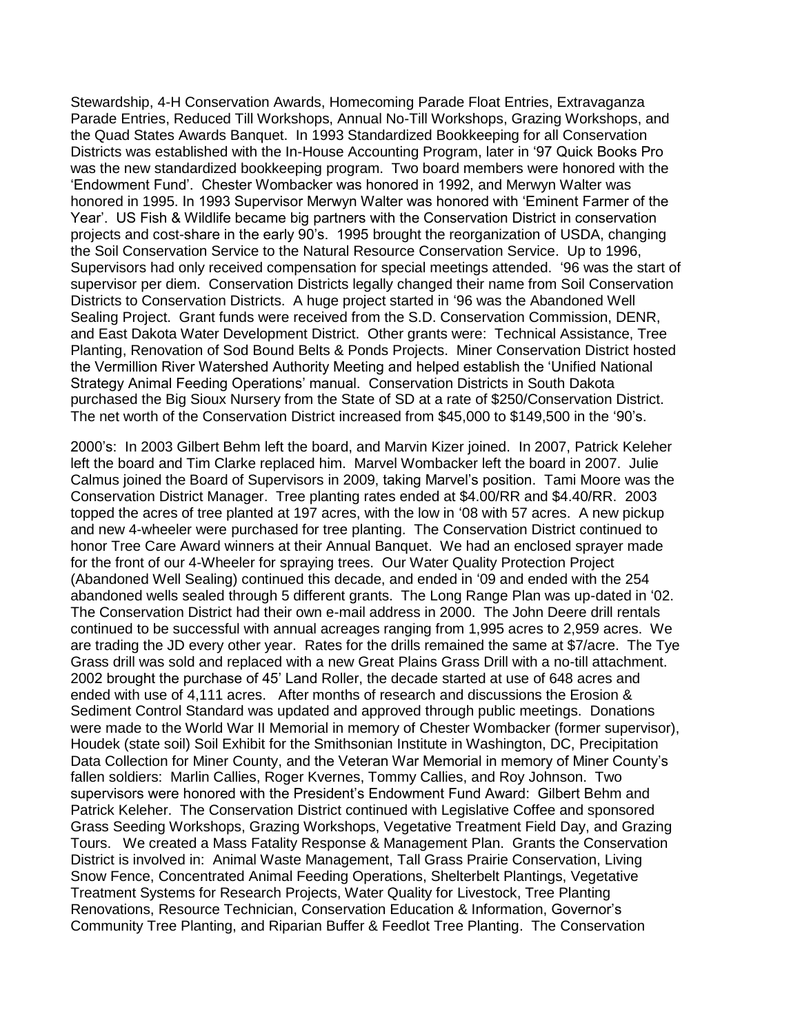Stewardship, 4-H Conservation Awards, Homecoming Parade Float Entries, Extravaganza Parade Entries, Reduced Till Workshops, Annual No-Till Workshops, Grazing Workshops, and the Quad States Awards Banquet. In 1993 Standardized Bookkeeping for all Conservation Districts was established with the In-House Accounting Program, later in '97 Quick Books Pro was the new standardized bookkeeping program. Two board members were honored with the 'Endowment Fund'. Chester Wombacker was honored in 1992, and Merwyn Walter was honored in 1995. In 1993 Supervisor Merwyn Walter was honored with 'Eminent Farmer of the Year'. US Fish & Wildlife became big partners with the Conservation District in conservation projects and cost-share in the early 90's. 1995 brought the reorganization of USDA, changing the Soil Conservation Service to the Natural Resource Conservation Service. Up to 1996, Supervisors had only received compensation for special meetings attended. '96 was the start of supervisor per diem. Conservation Districts legally changed their name from Soil Conservation Districts to Conservation Districts. A huge project started in '96 was the Abandoned Well Sealing Project. Grant funds were received from the S.D. Conservation Commission, DENR, and East Dakota Water Development District. Other grants were: Technical Assistance, Tree Planting, Renovation of Sod Bound Belts & Ponds Projects. Miner Conservation District hosted the Vermillion River Watershed Authority Meeting and helped establish the 'Unified National Strategy Animal Feeding Operations' manual. Conservation Districts in South Dakota purchased the Big Sioux Nursery from the State of SD at a rate of $250/Conservation District. The net worth of the Conservation District increased from $45,000 to $149,500 in the '90's.

2000's: In 2003 Gilbert Behm left the board, and Marvin Kizer joined. In 2007, Patrick Keleher left the board and Tim Clarke replaced him. Marvel Wombacker left the board in 2007. Julie Calmus joined the Board of Supervisors in 2009, taking Marvel's position. Tami Moore was the Conservation District Manager. Tree planting rates ended at $4.00/RR and $4.40/RR. 2003 topped the acres of tree planted at 197 acres, with the low in '08 with 57 acres. A new pickup and new 4-wheeler were purchased for tree planting. The Conservation District continued to honor Tree Care Award winners at their Annual Banquet. We had an enclosed sprayer made for the front of our 4-Wheeler for spraying trees. Our Water Quality Protection Project (Abandoned Well Sealing) continued this decade, and ended in '09 and ended with the 254 abandoned wells sealed through 5 different grants. The Long Range Plan was up-dated in '02. The Conservation District had their own e-mail address in 2000. The John Deere drill rentals continued to be successful with annual acreages ranging from 1,995 acres to 2,959 acres. We are trading the JD every other year. Rates for the drills remained the same at $7/acre. The Tye Grass drill was sold and replaced with a new Great Plains Grass Drill with a no-till attachment. 2002 brought the purchase of 45' Land Roller, the decade started at use of 648 acres and ended with use of 4,111 acres. After months of research and discussions the Erosion & Sediment Control Standard was updated and approved through public meetings. Donations were made to the World War II Memorial in memory of Chester Wombacker (former supervisor), Houdek (state soil) Soil Exhibit for the Smithsonian Institute in Washington, DC, Precipitation Data Collection for Miner County, and the Veteran War Memorial in memory of Miner County's fallen soldiers: Marlin Callies, Roger Kvernes, Tommy Callies, and Roy Johnson. Two supervisors were honored with the President's Endowment Fund Award: Gilbert Behm and Patrick Keleher. The Conservation District continued with Legislative Coffee and sponsored Grass Seeding Workshops, Grazing Workshops, Vegetative Treatment Field Day, and Grazing Tours. We created a Mass Fatality Response & Management Plan. Grants the Conservation District is involved in: Animal Waste Management, Tall Grass Prairie Conservation, Living Snow Fence, Concentrated Animal Feeding Operations, Shelterbelt Plantings, Vegetative Treatment Systems for Research Projects, Water Quality for Livestock, Tree Planting Renovations, Resource Technician, Conservation Education & Information, Governor's Community Tree Planting, and Riparian Buffer & Feedlot Tree Planting. The Conservation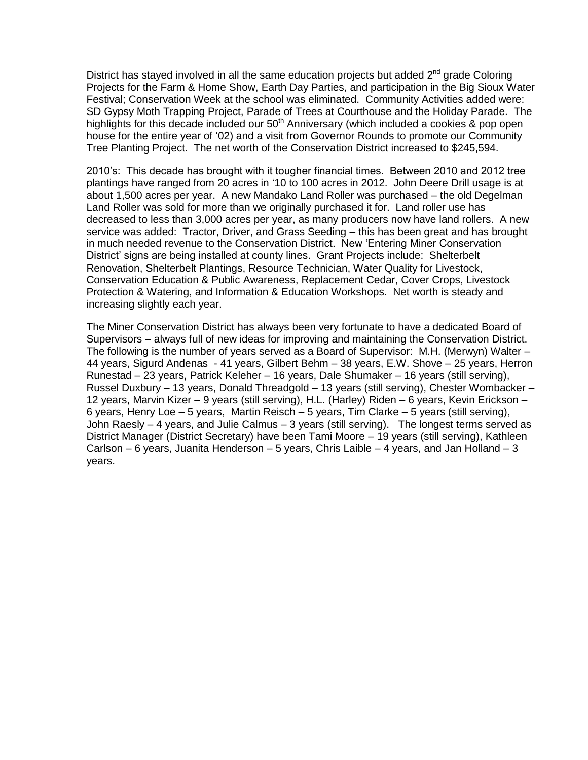District has stayed involved in all the same education projects but added 2nd grade Coloring Projects for the Farm & Home Show, Earth Day Parties, and participation in the Big Sioux Water Festival; Conservation Week at the school was eliminated. Community Activities added were: SD Gypsy Moth Trapping Project, Parade of Trees at Courthouse and the Holiday Parade. The highlights for this decade included our 50th Anniversary (which included a cookies & pop open house for the entire year of '02) and a visit from Governor Rounds to promote our Community Tree Planting Project. The net worth of the Conservation District increased to $245,594.

2010's: This decade has brought with it tougher financial times. Between 2010 and 2012 tree plantings have ranged from 20 acres in '10 to 100 acres in 2012. John Deere Drill usage is at about 1,500 acres per year. A new Mandako Land Roller was purchased – the old Degelman Land Roller was sold for more than we originally purchased it for. Land roller use has decreased to less than 3,000 acres per year, as many producers now have land rollers. A new service was added: Tractor, Driver, and Grass Seeding – this has been great and has brought in much needed revenue to the Conservation District. New 'Entering Miner Conservation District' signs are being installed at county lines. Grant Projects include: Shelterbelt Renovation, Shelterbelt Plantings, Resource Technician, Water Quality for Livestock, Conservation Education & Public Awareness, Replacement Cedar, Cover Crops, Livestock Protection & Watering, and Information & Education Workshops. Net worth is steady and increasing slightly each year.

The Miner Conservation District has always been very fortunate to have a dedicated Board of Supervisors – always full of new ideas for improving and maintaining the Conservation District. The following is the number of years served as a Board of Supervisor: M.H. (Merwyn) Walter – 44 years, Sigurd Andenas - 41 years, Gilbert Behm – 38 years, E.W. Shove – 25 years, Herron Runestad – 23 years, Patrick Keleher – 16 years, Dale Shumaker – 16 years (still serving), Russel Duxbury – 13 years, Donald Threadgold – 13 years (still serving), Chester Wombacker – 12 years, Marvin Kizer – 9 years (still serving), H.L. (Harley) Riden – 6 years, Kevin Erickson – 6 years, Henry Loe – 5 years, Martin Reisch – 5 years, Tim Clarke – 5 years (still serving), John Raesly – 4 years, and Julie Calmus – 3 years (still serving). The longest terms served as District Manager (District Secretary) have been Tami Moore – 19 years (still serving), Kathleen Carlson – 6 years, Juanita Henderson – 5 years, Chris Laible – 4 years, and Jan Holland – 3 years.